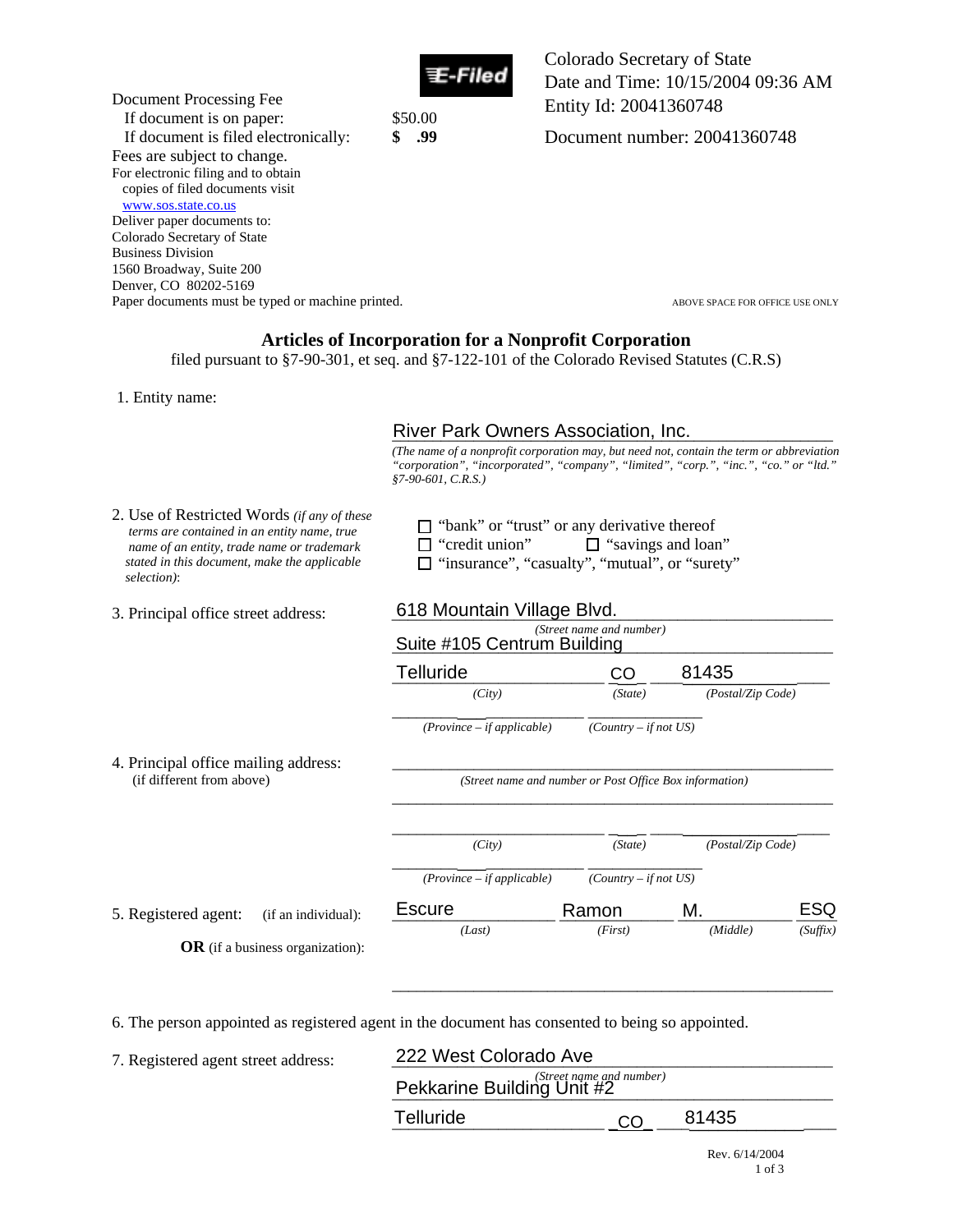Document Processing Fee
If document is on paper: $50.00
If document is filed electronically: $ .99
Fees are subject to change.
For electronic filing and to obtain copies of filed documents visit www.sos.state.co.us
Deliver paper documents to:
Colorado Secretary of State
Business Division
1560 Broadway, Suite 200
Denver, CO 80202-5169
Paper documents must be typed or machine printed.

E-Filed

Colorado Secretary of State
Date and Time: 10/15/2004 09:36 AM
Entity Id: 20041360748

Document number: 20041360748

ABOVE SPACE FOR OFFICE USE ONLY

## Articles of Incorporation for a Nonprofit Corporation

filed pursuant to §7-90-301, et seq. and §7-122-101 of the Colorado Revised Statutes (C.R.S)

1. Entity name:

River Park Owners Association, Inc.

*(The name of a nonprofit corporation may, but need not, contain the term or abbreviation "corporation", "incorporated", "company", "limited", "corp.", "inc.", "co." or "ltd." §7-90-601, C.R.S.)*

2. Use of Restricted Words *(if any of these terms are contained in an entity name, true name of an entity, trade name or trademark stated in this document, make the applicable selection)*:

- ☐ "bank" or "trust" or any derivative thereof
- ☐ "credit union" ☐ "savings and loan"
- ☐ "insurance", "casualty", "mutual", or "surety"

3. Principal office street address:

618 Mountain Village Blvd.
*(Street name and number)*
Suite #105 Centrum Building

Telluride *(City)* CO *(State)* 81435 *(Postal/Zip Code)*

*(Province – if applicable)* *(Country – if not US)*

4. Principal office mailing address: (if different from above)

*(Street name and number or Post Office Box information)*

*(City)* *(State)* *(Postal/Zip Code)*

*(Province – if applicable)* *(Country – if not US)*

5. Registered agent: (if an individual):

Escure *(Last)* Ramon *(First)* M. *(Middle)* ESQ *(Suffix)*

**OR** (if a business organization):

6. The person appointed as registered agent in the document has consented to being so appointed.

7. Registered agent street address:

222 West Colorado Ave
*(Street name and number)*
Pekkarine Building Unit #2

Telluride CO 81435

Rev. 6/14/2004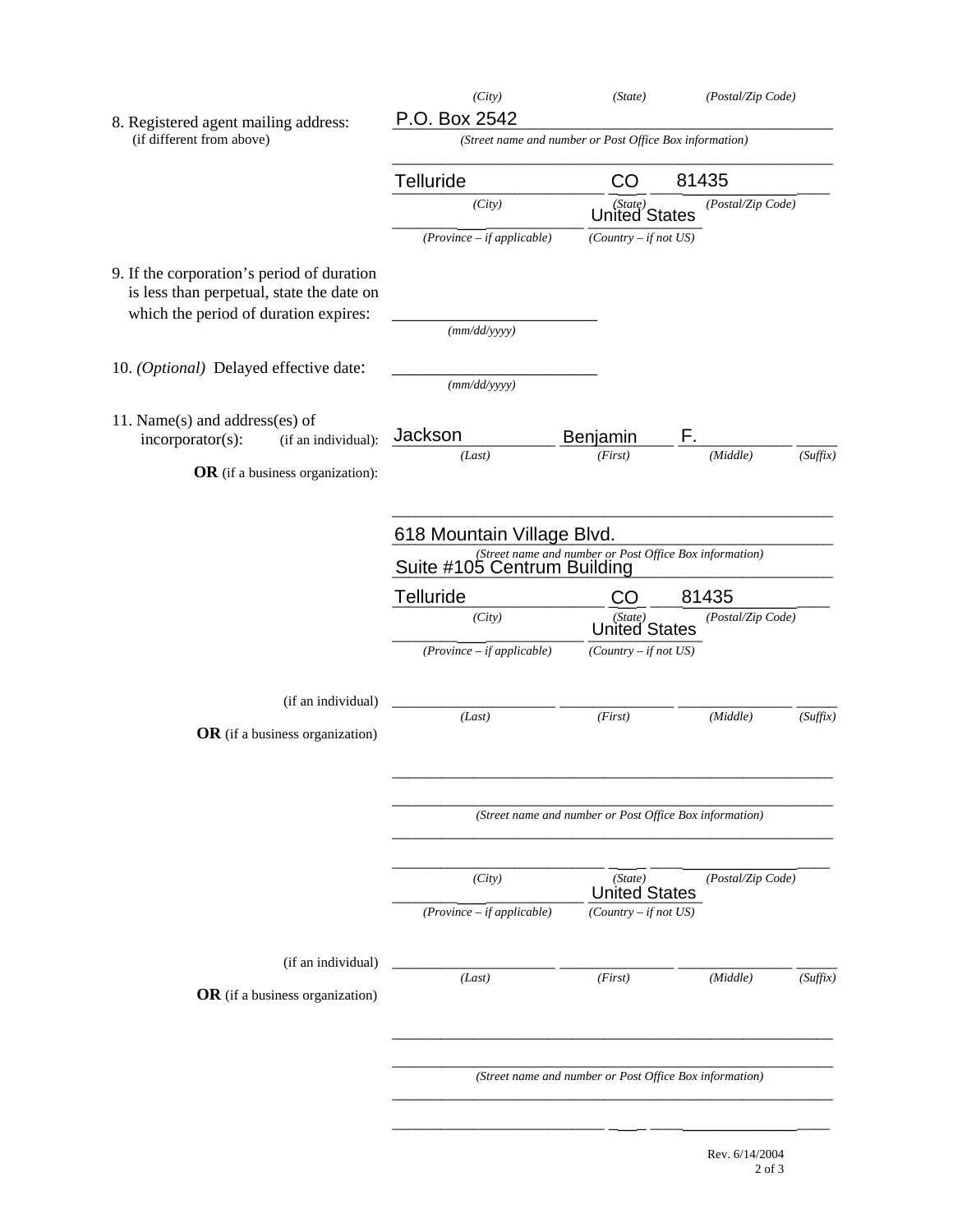(City) (State) (Postal/Zip Code)

8. Registered agent mailing address:
(if different from above)

P.O. Box 2542
*(Street name and number or Post Office Box information)*

Telluride CO 81435
*(City) (State) (Postal/Zip Code)*

United States
*(Province – if applicable) (Country – if not US)*

9. If the corporation's period of duration is less than perpetual, state the date on which the period of duration expires:

______________________
*(mm/dd/yyyy)*

10. *(Optional)* Delayed effective date:

______________________
*(mm/dd/yyyy)*

11. Name(s) and address(es) of incorporator(s): (if an individual):

Jackson Benjamin F.
*(Last) (First) (Middle) (Suffix)*

**OR** (if a business organization):

618 Mountain Village Blvd.
*(Street name and number or Post Office Box information)*
Suite #105 Centrum Building

Telluride CO 81435
*(City) (State) (Postal/Zip Code)*

United States
*(Province – if applicable) (Country – if not US)*

(if an individual)
*(Last) (First) (Middle) (Suffix)*

**OR** (if a business organization)

*(Street name and number or Post Office Box information)*

*(City) (State) (Postal/Zip Code)*

United States
*(Province – if applicable) (Country – if not US)*

(if an individual)
*(Last) (First) (Middle) (Suffix)*

**OR** (if a business organization)

*(Street name and number or Post Office Box information)*

Rev. 6/14/2004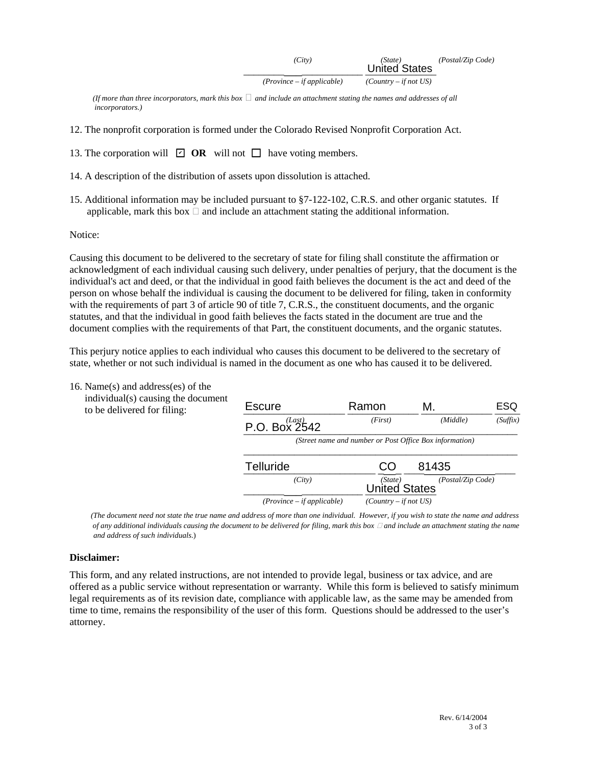| | | |
|---|---|---|
| (City) | (State) | (Postal/Zip Code) |
| | United States | |
| (Province – if applicable) | (Country – if not US) | |

*(If more than three incorporators, mark this box ☐ and include an attachment stating the names and addresses of all incorporators.)*

12. The nonprofit corporation is formed under the Colorado Revised Nonprofit Corporation Act.

13. The corporation will ☑ **OR** will not ☐ have voting members.

14. A description of the distribution of assets upon dissolution is attached.

15. Additional information may be included pursuant to §7-122-102, C.R.S. and other organic statutes. If applicable, mark this box ☐ and include an attachment stating the additional information.

Notice:

Causing this document to be delivered to the secretary of state for filing shall constitute the affirmation or acknowledgment of each individual causing such delivery, under penalties of perjury, that the document is the individual's act and deed, or that the individual in good faith believes the document is the act and deed of the person on whose behalf the individual is causing the document to be delivered for filing, taken in conformity with the requirements of part 3 of article 90 of title 7, C.R.S., the constituent documents, and the organic statutes, and that the individual in good faith believes the facts stated in the document are true and the document complies with the requirements of that Part, the constituent documents, and the organic statutes.

This perjury notice applies to each individual who causes this document to be delivered to the secretary of state, whether or not such individual is named in the document as one who has caused it to be delivered.

16. Name(s) and address(es) of the individual(s) causing the document to be delivered for filing:

| | | | |
|---|---|---|---|
| Escure | Ramon | M. | ESQ |
| (Last) | (First) | (Middle) | (Suffix) |
| P.O. Box 2542 | | | |
| (Street name and number or Post Office Box information) | | | |
| Telluride | CO | 81435 | |
| (City) | (State) | (Postal/Zip Code) | |
| | United States | | |
| (Province – if applicable) | (Country – if not US) | | |

*(The document need not state the true name and address of more than one individual. However, if you wish to state the name and address of any additional individuals causing the document to be delivered for filing, mark this box ☐ and include an attachment stating the name and address of such individuals.)*

**Disclaimer:**

This form, and any related instructions, are not intended to provide legal, business or tax advice, and are offered as a public service without representation or warranty. While this form is believed to satisfy minimum legal requirements as of its revision date, compliance with applicable law, as the same may be amended from time to time, remains the responsibility of the user of this form. Questions should be addressed to the user's attorney.

Rev. 6/14/2004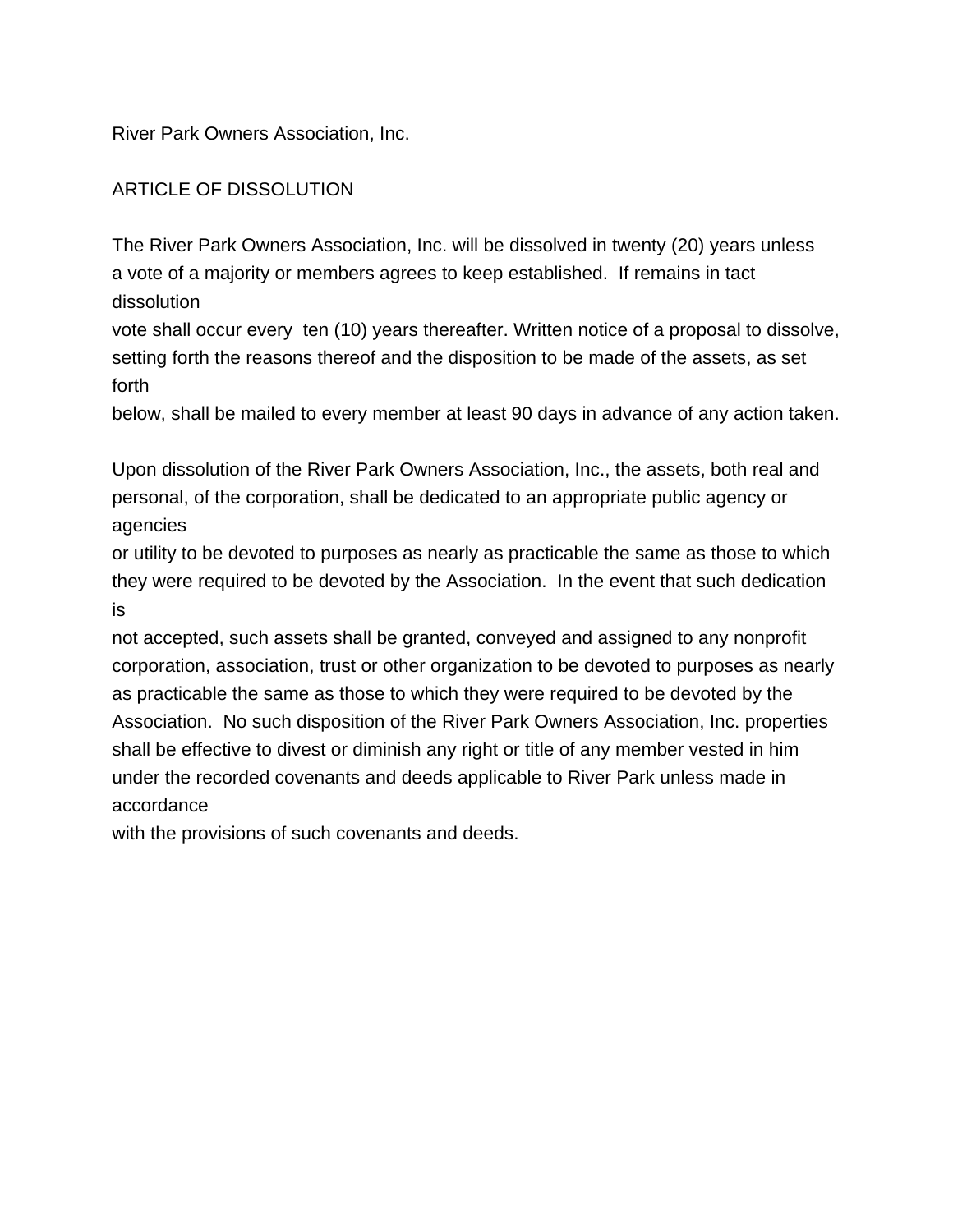River Park Owners Association, Inc.

ARTICLE OF DISSOLUTION

The River Park Owners Association, Inc. will be dissolved in twenty (20) years unless a vote of a majority or members agrees to keep established. If remains in tact dissolution vote shall occur every ten (10) years thereafter. Written notice of a proposal to dissolve, setting forth the reasons thereof and the disposition to be made of the assets, as set forth below, shall be mailed to every member at least 90 days in advance of any action taken.

Upon dissolution of the River Park Owners Association, Inc., the assets, both real and personal, of the corporation, shall be dedicated to an appropriate public agency or agencies or utility to be devoted to purposes as nearly as practicable the same as those to which they were required to be devoted by the Association. In the event that such dedication is not accepted, such assets shall be granted, conveyed and assigned to any nonprofit corporation, association, trust or other organization to be devoted to purposes as nearly as practicable the same as those to which they were required to be devoted by the Association. No such disposition of the River Park Owners Association, Inc. properties shall be effective to divest or diminish any right or title of any member vested in him under the recorded covenants and deeds applicable to River Park unless made in accordance with the provisions of such covenants and deeds.